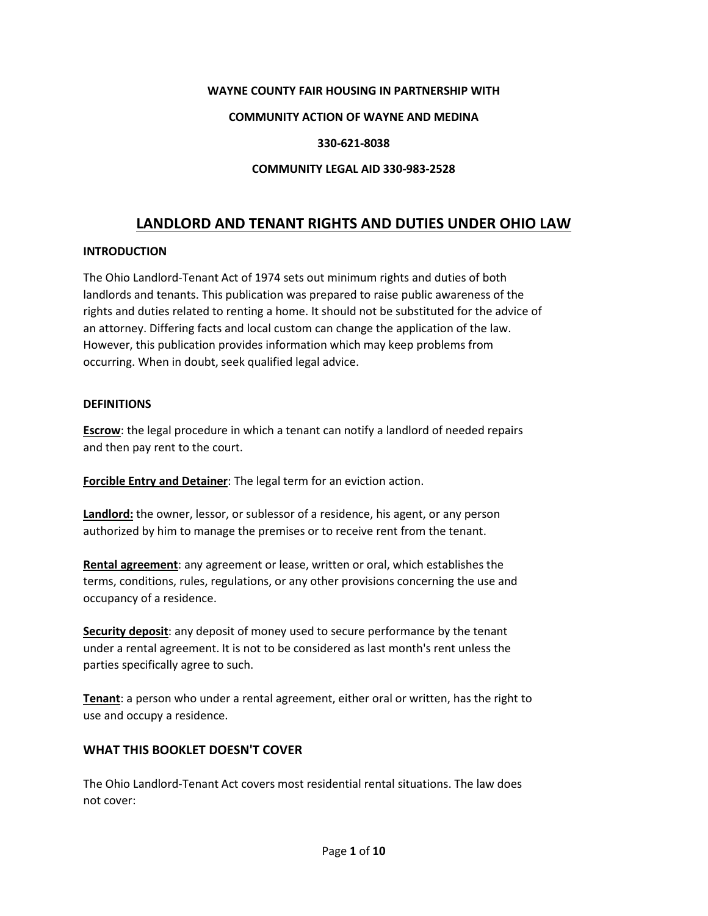**WAYNE COUNTY FAIR HOUSING IN PARTNERSHIP WITH**

**COMMUNITY ACTION OF WAYNE AND MEDINA**

**330-621-8038**

**COMMUNITY LEGAL AID 330-983-2528**

# LANDLORD AND TENANT RIGHTS AND DUTIES UNDER OHIO LAW

### INTRODUCTION

The Ohio Landlord-Tenant Act of 1974 sets out minimum rights and duties of both landlords and tenants. This publication was prepared to raise public awareness of the rights and duties related to renting a home. It should not be substituted for the advice of an attorney. Differing facts and local custom can change the application of the law. However, this publication provides information which may keep problems from occurring. When in doubt, seek qualified legal advice.

### DEFINITIONS

**Escrow**: the legal procedure in which a tenant can notify a landlord of needed repairs and then pay rent to the court.

**Forcible Entry and Detainer**: The legal term for an eviction action.

**Landlord:** the owner, lessor, or sublessor of a residence, his agent, or any person authorized by him to manage the premises or to receive rent from the tenant.

**Rental agreement**: any agreement or lease, written or oral, which establishes the terms, conditions, rules, regulations, or any other provisions concerning the use and occupancy of a residence.

**Security deposit**: any deposit of money used to secure performance by the tenant under a rental agreement. It is not to be considered as last month's rent unless the parties specifically agree to such.

**Tenant**: a person who under a rental agreement, either oral or written, has the right to use and occupy a residence.

## WHAT THIS BOOKLET DOESN'T COVER

The Ohio Landlord-Tenant Act covers most residential rental situations. The law does not cover: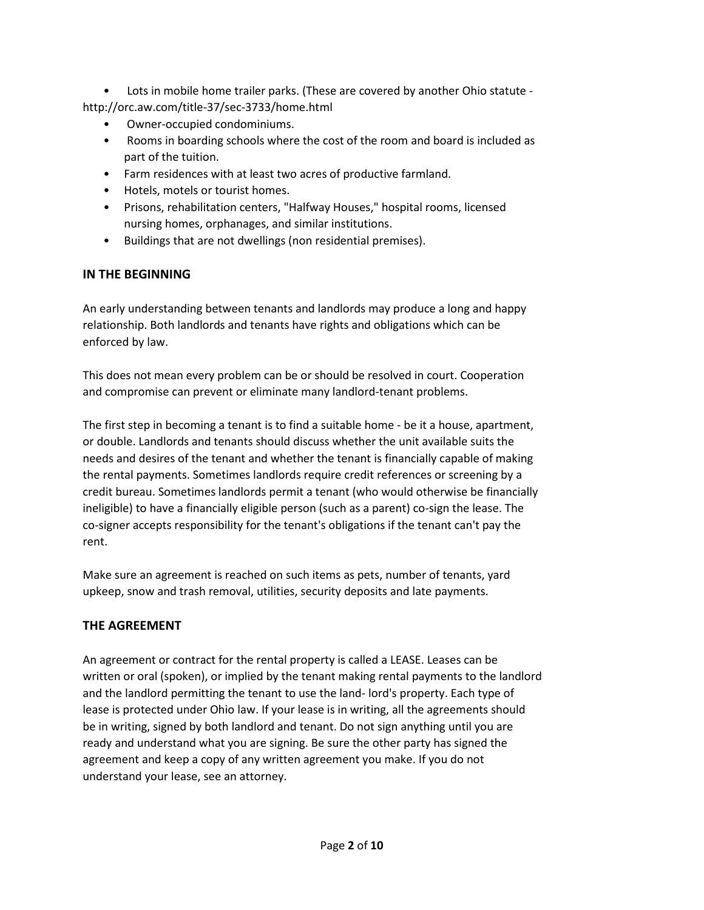- Lots in mobile home trailer parks. (These are covered by another Ohio statute - http://orc.aw.com/title-37/sec-3733/home.html
- Owner-occupied condominiums.
- Rooms in boarding schools where the cost of the room and board is included as part of the tuition.
- Farm residences with at least two acres of productive farmland.
- Hotels, motels or tourist homes.
- Prisons, rehabilitation centers, "Halfway Houses," hospital rooms, licensed nursing homes, orphanages, and similar institutions.
- Buildings that are not dwellings (non residential premises).

## IN THE BEGINNING

An early understanding between tenants and landlords may produce a long and happy relationship. Both landlords and tenants have rights and obligations which can be enforced by law.

This does not mean every problem can be or should be resolved in court. Cooperation and compromise can prevent or eliminate many landlord-tenant problems.

The first step in becoming a tenant is to find a suitable home - be it a house, apartment, or double. Landlords and tenants should discuss whether the unit available suits the needs and desires of the tenant and whether the tenant is financially capable of making the rental payments. Sometimes landlords require credit references or screening by a credit bureau. Sometimes landlords permit a tenant (who would otherwise be financially ineligible) to have a financially eligible person (such as a parent) co-sign the lease. The co-signer accepts responsibility for the tenant's obligations if the tenant can't pay the rent.

Make sure an agreement is reached on such items as pets, number of tenants, yard upkeep, snow and trash removal, utilities, security deposits and late payments.

## THE AGREEMENT

An agreement or contract for the rental property is called a LEASE. Leases can be written or oral (spoken), or implied by the tenant making rental payments to the landlord and the landlord permitting the tenant to use the land- lord's property. Each type of lease is protected under Ohio law. If your lease is in writing, all the agreements should be in writing, signed by both landlord and tenant. Do not sign anything until you are ready and understand what you are signing. Be sure the other party has signed the agreement and keep a copy of any written agreement you make. If you do not understand your lease, see an attorney.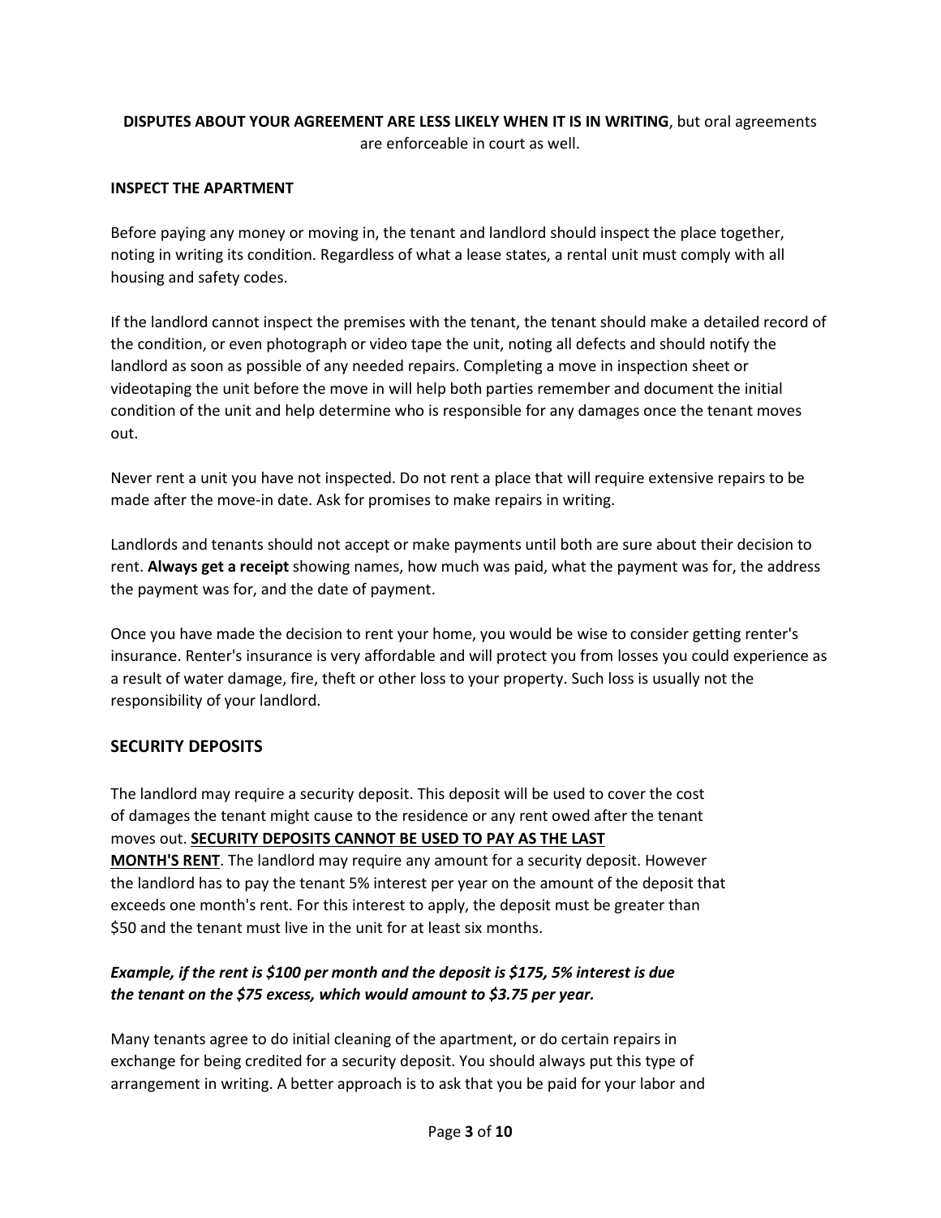**DISPUTES ABOUT YOUR AGREEMENT ARE LESS LIKELY WHEN IT IS IN WRITING**, but oral agreements are enforceable in court as well.

**INSPECT THE APARTMENT**

Before paying any money or moving in, the tenant and landlord should inspect the place together, noting in writing its condition. Regardless of what a lease states, a rental unit must comply with all housing and safety codes.

If the landlord cannot inspect the premises with the tenant, the tenant should make a detailed record of the condition, or even photograph or video tape the unit, noting all defects and should notify the landlord as soon as possible of any needed repairs. Completing a move in inspection sheet or videotaping the unit before the move in will help both parties remember and document the initial condition of the unit and help determine who is responsible for any damages once the tenant moves out.

Never rent a unit you have not inspected. Do not rent a place that will require extensive repairs to be made after the move-in date. Ask for promises to make repairs in writing.

Landlords and tenants should not accept or make payments until both are sure about their decision to rent. **Always get a receipt** showing names, how much was paid, what the payment was for, the address the payment was for, and the date of payment.

Once you have made the decision to rent your home, you would be wise to consider getting renter's insurance. Renter's insurance is very affordable and will protect you from losses you could experience as a result of water damage, fire, theft or other loss to your property. Such loss is usually not the responsibility of your landlord.

## SECURITY DEPOSITS

The landlord may require a security deposit. This deposit will be used to cover the cost of damages the tenant might cause to the residence or any rent owed after the tenant moves out. **SECURITY DEPOSITS CANNOT BE USED TO PAY AS THE LAST MONTH'S RENT**. The landlord may require any amount for a security deposit. However the landlord has to pay the tenant 5% interest per year on the amount of the deposit that exceeds one month's rent. For this interest to apply, the deposit must be greater than $50 and the tenant must live in the unit for at least six months.

***Example, if the rent is $100 per month and the deposit is $175, 5% interest is due the tenant on the $75 excess, which would amount to $3.75 per year.***

Many tenants agree to do initial cleaning of the apartment, or do certain repairs in exchange for being credited for a security deposit. You should always put this type of arrangement in writing. A better approach is to ask that you be paid for your labor and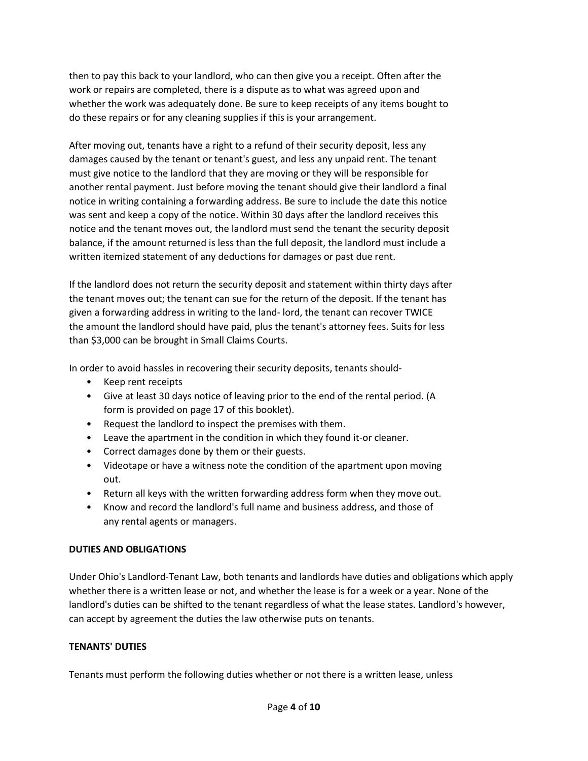then to pay this back to your landlord, who can then give you a receipt. Often after the work or repairs are completed, there is a dispute as to what was agreed upon and whether the work was adequately done. Be sure to keep receipts of any items bought to do these repairs or for any cleaning supplies if this is your arrangement.

After moving out, tenants have a right to a refund of their security deposit, less any damages caused by the tenant or tenant's guest, and less any unpaid rent. The tenant must give notice to the landlord that they are moving or they will be responsible for another rental payment. Just before moving the tenant should give their landlord a final notice in writing containing a forwarding address. Be sure to include the date this notice was sent and keep a copy of the notice. Within 30 days after the landlord receives this notice and the tenant moves out, the landlord must send the tenant the security deposit balance, if the amount returned is less than the full deposit, the landlord must include a written itemized statement of any deductions for damages or past due rent.

If the landlord does not return the security deposit and statement within thirty days after the tenant moves out; the tenant can sue for the return of the deposit. If the tenant has given a forwarding address in writing to the land- lord, the tenant can recover TWICE the amount the landlord should have paid, plus the tenant's attorney fees. Suits for less than $3,000 can be brought in Small Claims Courts.

In order to avoid hassles in recovering their security deposits, tenants should-

- Keep rent receipts
- Give at least 30 days notice of leaving prior to the end of the rental period. (A form is provided on page 17 of this booklet).
- Request the landlord to inspect the premises with them.
- Leave the apartment in the condition in which they found it-or cleaner.
- Correct damages done by them or their guests.
- Videotape or have a witness note the condition of the apartment upon moving out.
- Return all keys with the written forwarding address form when they move out.
- Know and record the landlord's full name and business address, and those of any rental agents or managers.

**DUTIES AND OBLIGATIONS**

Under Ohio's Landlord-Tenant Law, both tenants and landlords have duties and obligations which apply whether there is a written lease or not, and whether the lease is for a week or a year. None of the landlord's duties can be shifted to the tenant regardless of what the lease states. Landlord's however, can accept by agreement the duties the law otherwise puts on tenants.

**TENANTS' DUTIES**

Tenants must perform the following duties whether or not there is a written lease, unless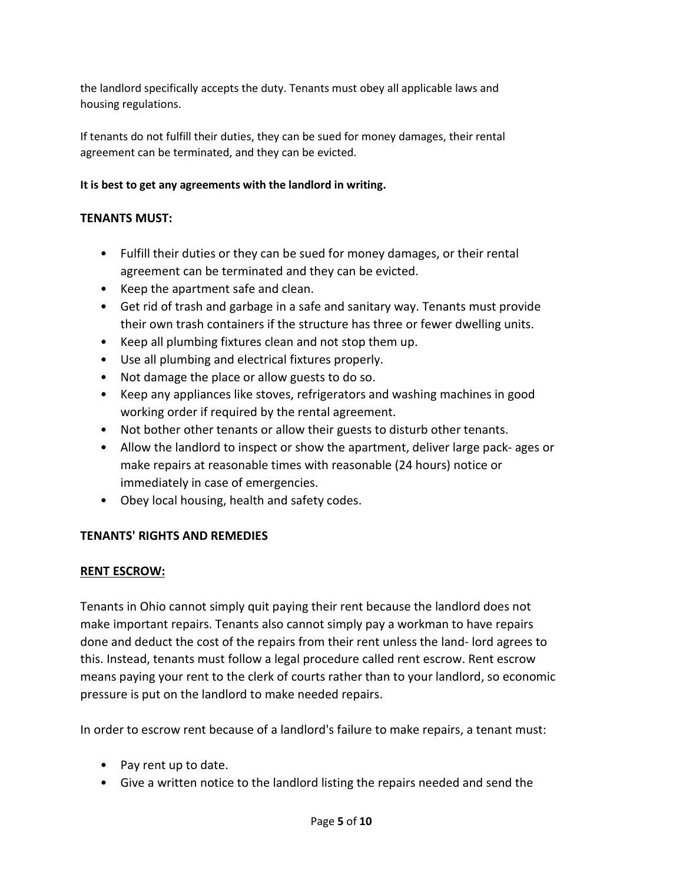the landlord specifically accepts the duty. Tenants must obey all applicable laws and housing regulations.

If tenants do not fulfill their duties, they can be sued for money damages, their rental agreement can be terminated, and they can be evicted.

**It is best to get any agreements with the landlord in writing.**

**TENANTS MUST:**

- Fulfill their duties or they can be sued for money damages, or their rental agreement can be terminated and they can be evicted.
- Keep the apartment safe and clean.
- Get rid of trash and garbage in a safe and sanitary way. Tenants must provide their own trash containers if the structure has three or fewer dwelling units.
- Keep all plumbing fixtures clean and not stop them up.
- Use all plumbing and electrical fixtures properly.
- Not damage the place or allow guests to do so.
- Keep any appliances like stoves, refrigerators and washing machines in good working order if required by the rental agreement.
- Not bother other tenants or allow their guests to disturb other tenants.
- Allow the landlord to inspect or show the apartment, deliver large pack- ages or make repairs at reasonable times with reasonable (24 hours) notice or immediately in case of emergencies.
- Obey local housing, health and safety codes.

**TENANTS' RIGHTS AND REMEDIES**

**<u>RENT ESCROW:</u>**

Tenants in Ohio cannot simply quit paying their rent because the landlord does not make important repairs. Tenants also cannot simply pay a workman to have repairs done and deduct the cost of the repairs from their rent unless the land- lord agrees to this. Instead, tenants must follow a legal procedure called rent escrow. Rent escrow means paying your rent to the clerk of courts rather than to your landlord, so economic pressure is put on the landlord to make needed repairs.

In order to escrow rent because of a landlord's failure to make repairs, a tenant must:

- Pay rent up to date.
- Give a written notice to the landlord listing the repairs needed and send the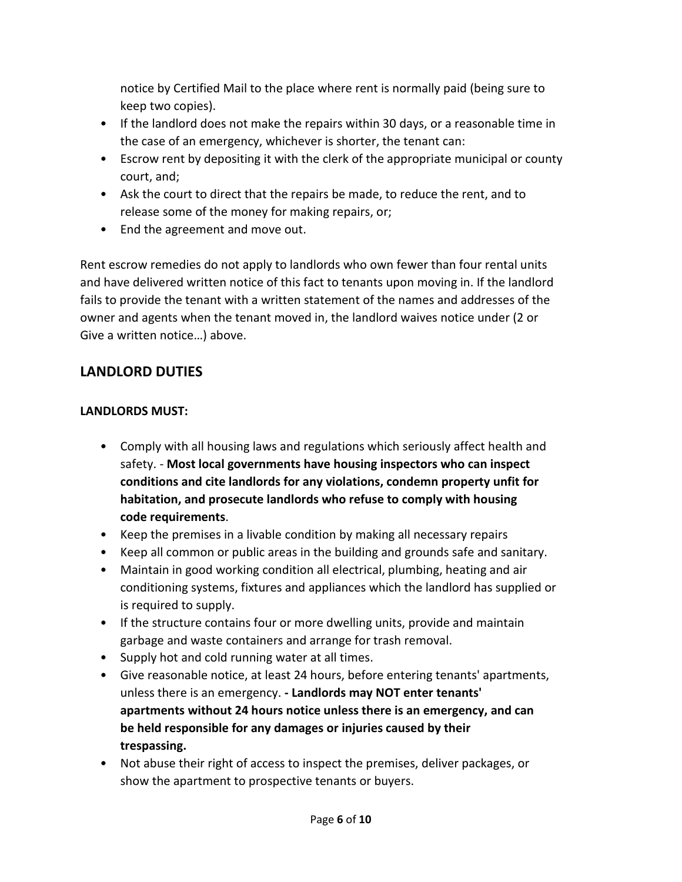notice by Certified Mail to the place where rent is normally paid (being sure to keep two copies).

- If the landlord does not make the repairs within 30 days, or a reasonable time in the case of an emergency, whichever is shorter, the tenant can:
- Escrow rent by depositing it with the clerk of the appropriate municipal or county court, and;
- Ask the court to direct that the repairs be made, to reduce the rent, and to release some of the money for making repairs, or;
- End the agreement and move out.

Rent escrow remedies do not apply to landlords who own fewer than four rental units and have delivered written notice of this fact to tenants upon moving in. If the landlord fails to provide the tenant with a written statement of the names and addresses of the owner and agents when the tenant moved in, the landlord waives notice under (2 or Give a written notice…) above.

## LANDLORD DUTIES

**LANDLORDS MUST:**

- Comply with all housing laws and regulations which seriously affect health and safety. - **Most local governments have housing inspectors who can inspect conditions and cite landlords for any violations, condemn property unfit for habitation, and prosecute landlords who refuse to comply with housing code requirements**.
- Keep the premises in a livable condition by making all necessary repairs
- Keep all common or public areas in the building and grounds safe and sanitary.
- Maintain in good working condition all electrical, plumbing, heating and air conditioning systems, fixtures and appliances which the landlord has supplied or is required to supply.
- If the structure contains four or more dwelling units, provide and maintain garbage and waste containers and arrange for trash removal.
- Supply hot and cold running water at all times.
- Give reasonable notice, at least 24 hours, before entering tenants' apartments, unless there is an emergency. **- Landlords may NOT enter tenants' apartments without 24 hours notice unless there is an emergency, and can be held responsible for any damages or injuries caused by their trespassing.**
- Not abuse their right of access to inspect the premises, deliver packages, or show the apartment to prospective tenants or buyers.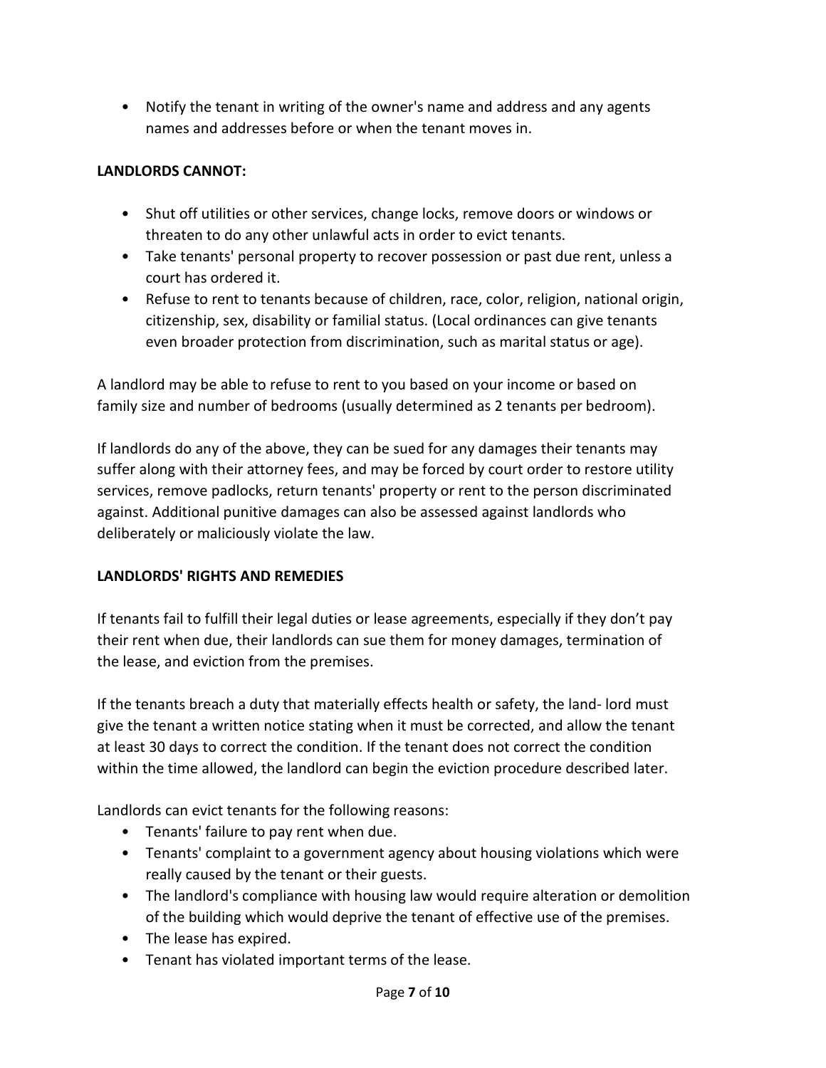- Notify the tenant in writing of the owner's name and address and any agents names and addresses before or when the tenant moves in.

**LANDLORDS CANNOT:**

- Shut off utilities or other services, change locks, remove doors or windows or threaten to do any other unlawful acts in order to evict tenants.
- Take tenants' personal property to recover possession or past due rent, unless a court has ordered it.
- Refuse to rent to tenants because of children, race, color, religion, national origin, citizenship, sex, disability or familial status. (Local ordinances can give tenants even broader protection from discrimination, such as marital status or age).

A landlord may be able to refuse to rent to you based on your income or based on family size and number of bedrooms (usually determined as 2 tenants per bedroom).

If landlords do any of the above, they can be sued for any damages their tenants may suffer along with their attorney fees, and may be forced by court order to restore utility services, remove padlocks, return tenants' property or rent to the person discriminated against. Additional punitive damages can also be assessed against landlords who deliberately or maliciously violate the law.

**LANDLORDS' RIGHTS AND REMEDIES**

If tenants fail to fulfill their legal duties or lease agreements, especially if they don't pay their rent when due, their landlords can sue them for money damages, termination of the lease, and eviction from the premises.

If the tenants breach a duty that materially effects health or safety, the land- lord must give the tenant a written notice stating when it must be corrected, and allow the tenant at least 30 days to correct the condition. If the tenant does not correct the condition within the time allowed, the landlord can begin the eviction procedure described later.

Landlords can evict tenants for the following reasons:

- Tenants' failure to pay rent when due.
- Tenants' complaint to a government agency about housing violations which were really caused by the tenant or their guests.
- The landlord's compliance with housing law would require alteration or demolition of the building which would deprive the tenant of effective use of the premises.
- The lease has expired.
- Tenant has violated important terms of the lease.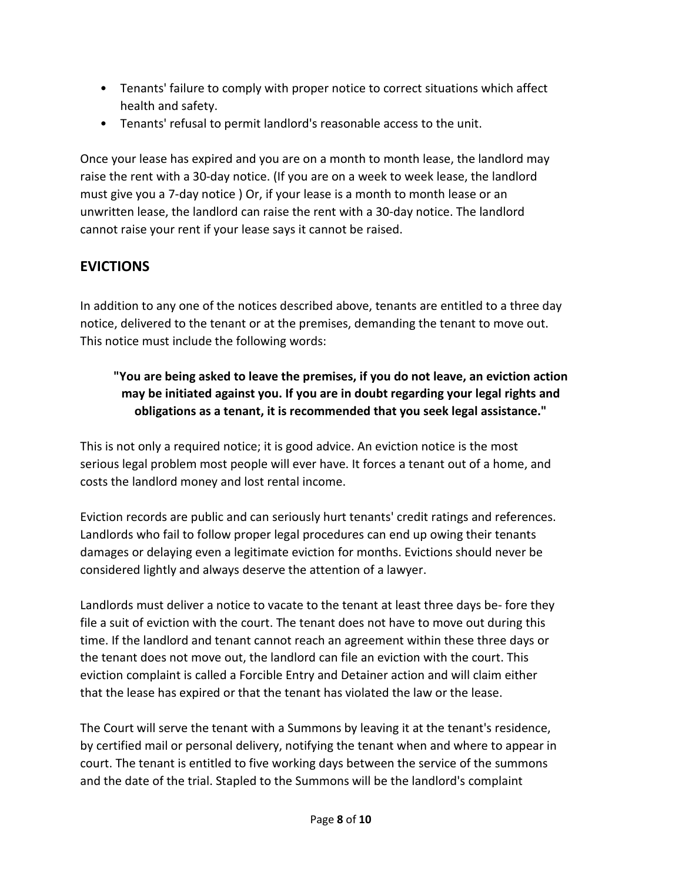- Tenants' failure to comply with proper notice to correct situations which affect health and safety.
- Tenants' refusal to permit landlord's reasonable access to the unit.

Once your lease has expired and you are on a month to month lease, the landlord may raise the rent with a 30-day notice. (If you are on a week to week lease, the landlord must give you a 7-day notice ) Or, if your lease is a month to month lease or an unwritten lease, the landlord can raise the rent with a 30-day notice. The landlord cannot raise your rent if your lease says it cannot be raised.

## EVICTIONS

In addition to any one of the notices described above, tenants are entitled to a three day notice, delivered to the tenant or at the premises, demanding the tenant to move out. This notice must include the following words:

> **"You are being asked to leave the premises, if you do not leave, an eviction action may be initiated against you. If you are in doubt regarding your legal rights and obligations as a tenant, it is recommended that you seek legal assistance."**

This is not only a required notice; it is good advice. An eviction notice is the most serious legal problem most people will ever have. It forces a tenant out of a home, and costs the landlord money and lost rental income.

Eviction records are public and can seriously hurt tenants' credit ratings and references. Landlords who fail to follow proper legal procedures can end up owing their tenants damages or delaying even a legitimate eviction for months. Evictions should never be considered lightly and always deserve the attention of a lawyer.

Landlords must deliver a notice to vacate to the tenant at least three days be- fore they file a suit of eviction with the court. The tenant does not have to move out during this time. If the landlord and tenant cannot reach an agreement within these three days or the tenant does not move out, the landlord can file an eviction with the court. This eviction complaint is called a Forcible Entry and Detainer action and will claim either that the lease has expired or that the tenant has violated the law or the lease.

The Court will serve the tenant with a Summons by leaving it at the tenant's residence, by certified mail or personal delivery, notifying the tenant when and where to appear in court. The tenant is entitled to five working days between the service of the summons and the date of the trial. Stapled to the Summons will be the landlord's complaint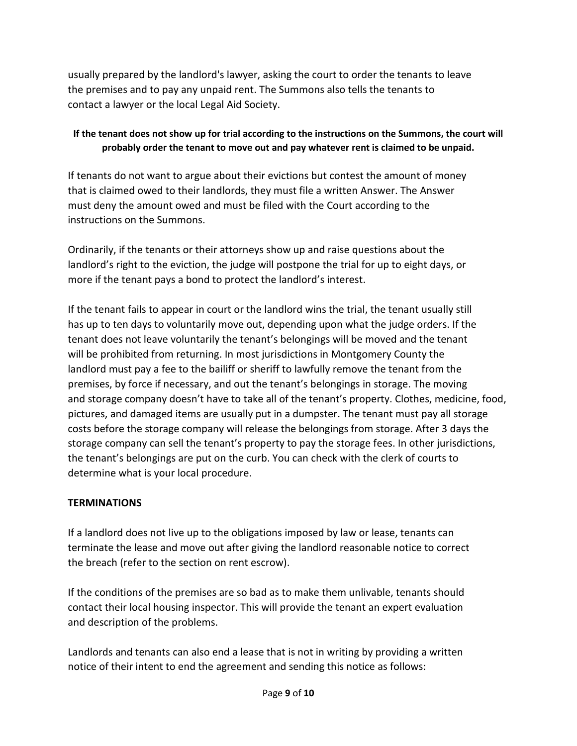usually prepared by the landlord's lawyer, asking the court to order the tenants to leave the premises and to pay any unpaid rent. The Summons also tells the tenants to contact a lawyer or the local Legal Aid Society.

**If the tenant does not show up for trial according to the instructions on the Summons, the court will probably order the tenant to move out and pay whatever rent is claimed to be unpaid.**

If tenants do not want to argue about their evictions but contest the amount of money that is claimed owed to their landlords, they must file a written Answer. The Answer must deny the amount owed and must be filed with the Court according to the instructions on the Summons.

Ordinarily, if the tenants or their attorneys show up and raise questions about the landlord's right to the eviction, the judge will postpone the trial for up to eight days, or more if the tenant pays a bond to protect the landlord's interest.

If the tenant fails to appear in court or the landlord wins the trial, the tenant usually still has up to ten days to voluntarily move out, depending upon what the judge orders. If the tenant does not leave voluntarily the tenant's belongings will be moved and the tenant will be prohibited from returning. In most jurisdictions in Montgomery County the landlord must pay a fee to the bailiff or sheriff to lawfully remove the tenant from the premises, by force if necessary, and out the tenant's belongings in storage. The moving and storage company doesn't have to take all of the tenant's property. Clothes, medicine, food, pictures, and damaged items are usually put in a dumpster. The tenant must pay all storage costs before the storage company will release the belongings from storage. After 3 days the storage company can sell the tenant's property to pay the storage fees. In other jurisdictions, the tenant's belongings are put on the curb. You can check with the clerk of courts to determine what is your local procedure.

## TERMINATIONS

If a landlord does not live up to the obligations imposed by law or lease, tenants can terminate the lease and move out after giving the landlord reasonable notice to correct the breach (refer to the section on rent escrow).

If the conditions of the premises are so bad as to make them unlivable, tenants should contact their local housing inspector. This will provide the tenant an expert evaluation and description of the problems.

Landlords and tenants can also end a lease that is not in writing by providing a written notice of their intent to end the agreement and sending this notice as follows: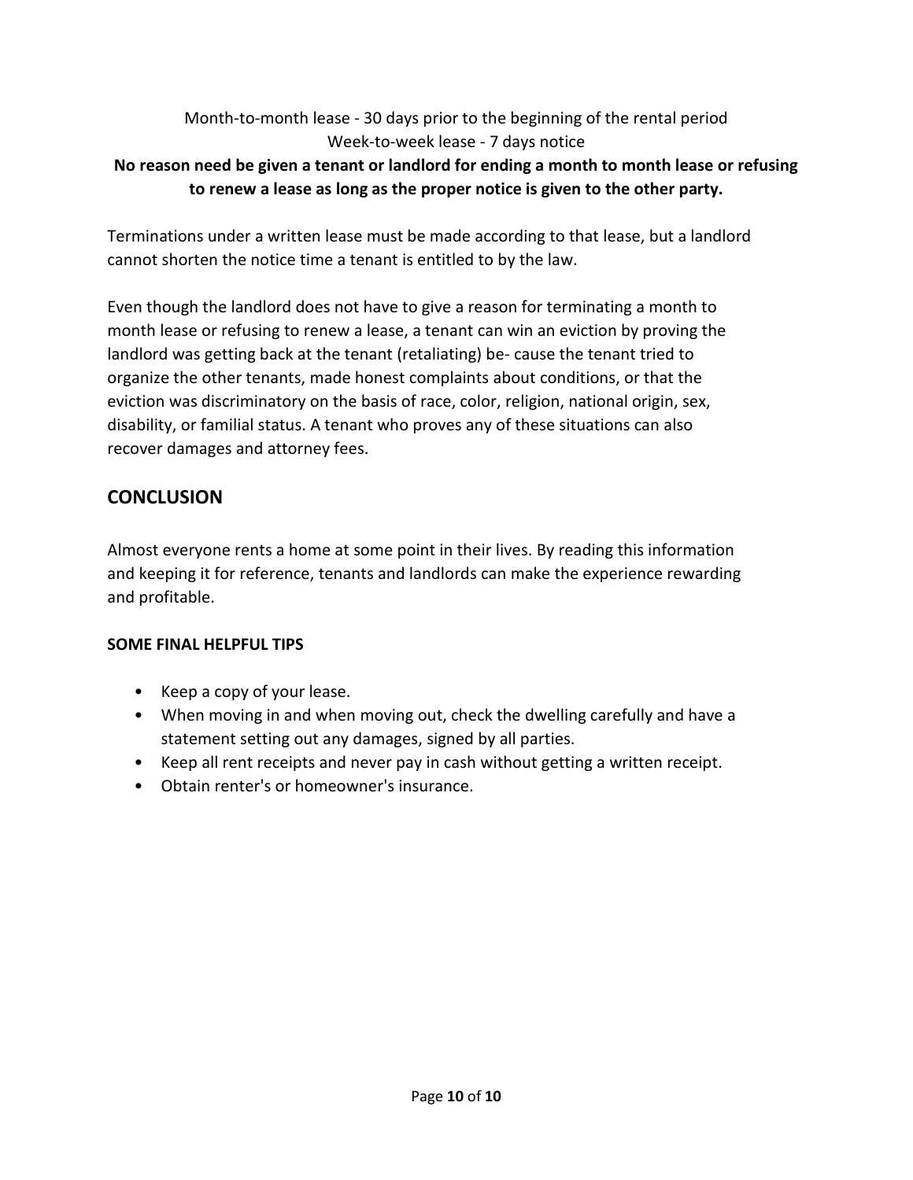Month-to-month lease - 30 days prior to the beginning of the rental period
Week-to-week lease - 7 days notice

**No reason need be given a tenant or landlord for ending a month to month lease or refusing to renew a lease as long as the proper notice is given to the other party.**

Terminations under a written lease must be made according to that lease, but a landlord cannot shorten the notice time a tenant is entitled to by the law.

Even though the landlord does not have to give a reason for terminating a month to month lease or refusing to renew a lease, a tenant can win an eviction by proving the landlord was getting back at the tenant (retaliating) be- cause the tenant tried to organize the other tenants, made honest complaints about conditions, or that the eviction was discriminatory on the basis of race, color, religion, national origin, sex, disability, or familial status. A tenant who proves any of these situations can also recover damages and attorney fees.

## CONCLUSION

Almost everyone rents a home at some point in their lives. By reading this information and keeping it for reference, tenants and landlords can make the experience rewarding and profitable.

**SOME FINAL HELPFUL TIPS**

- Keep a copy of your lease.
- When moving in and when moving out, check the dwelling carefully and have a statement setting out any damages, signed by all parties.
- Keep all rent receipts and never pay in cash without getting a written receipt.
- Obtain renter's or homeowner's insurance.